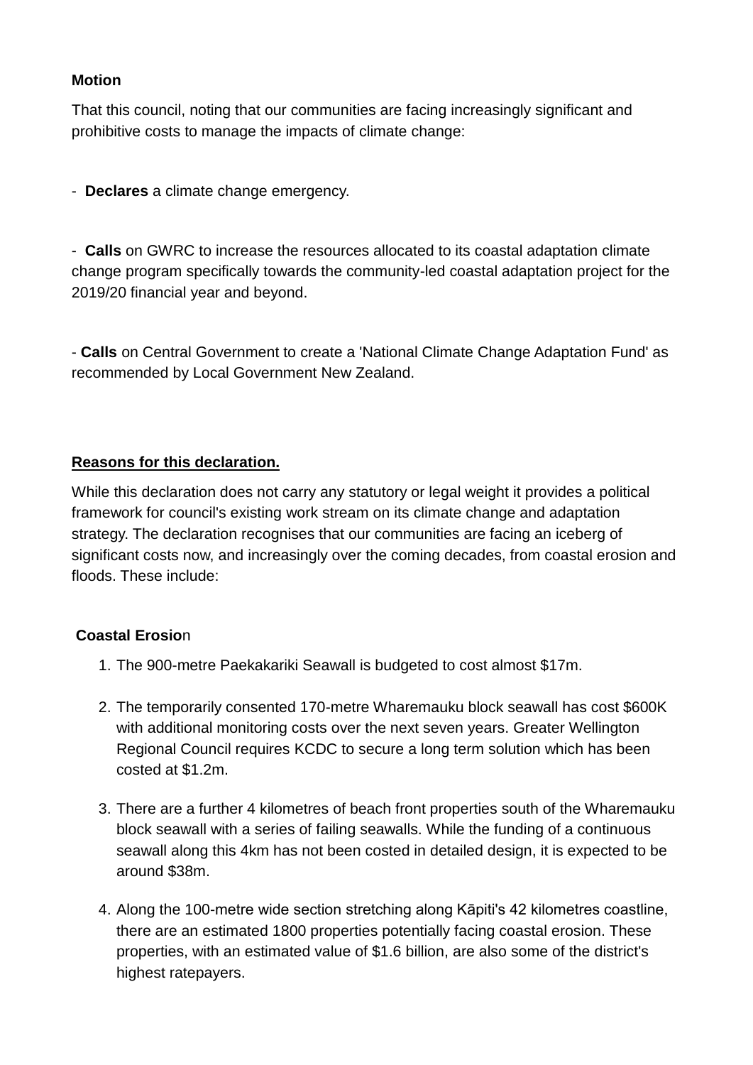**Motion**

That this council, noting that our communities are facing increasingly significant and prohibitive costs to manage the impacts of climate change:

- **Declares** a climate change emergency.

- **Calls** on GWRC to increase the resources allocated to its coastal adaptation climate change program specifically towards the community-led coastal adaptation project for the 2019/20 financial year and beyond.

- **Calls** on Central Government to create a 'National Climate Change Adaptation Fund' as recommended by Local Government New Zealand.

**Reasons for this declaration.**

While this declaration does not carry any statutory or legal weight it provides a political framework for council's existing work stream on its climate change and adaptation strategy. The declaration recognises that our communities are facing an iceberg of significant costs now, and increasingly over the coming decades, from coastal erosion and floods. These include:

**Coastal Erosion**

1. The 900-metre Paekakariki Seawall is budgeted to cost almost $17m.
2. The temporarily consented 170-metre Wharemauku block seawall has cost $600K with additional monitoring costs over the next seven years. Greater Wellington Regional Council requires KCDC to secure a long term solution which has been costed at $1.2m.
3. There are a further 4 kilometres of beach front properties south of the Wharemauku block seawall with a series of failing seawalls. While the funding of a continuous seawall along this 4km has not been costed in detailed design, it is expected to be around $38m.
4. Along the 100-metre wide section stretching along Kāpiti's 42 kilometres coastline, there are an estimated 1800 properties potentially facing coastal erosion. These properties, with an estimated value of $1.6 billion, are also some of the district's highest ratepayers.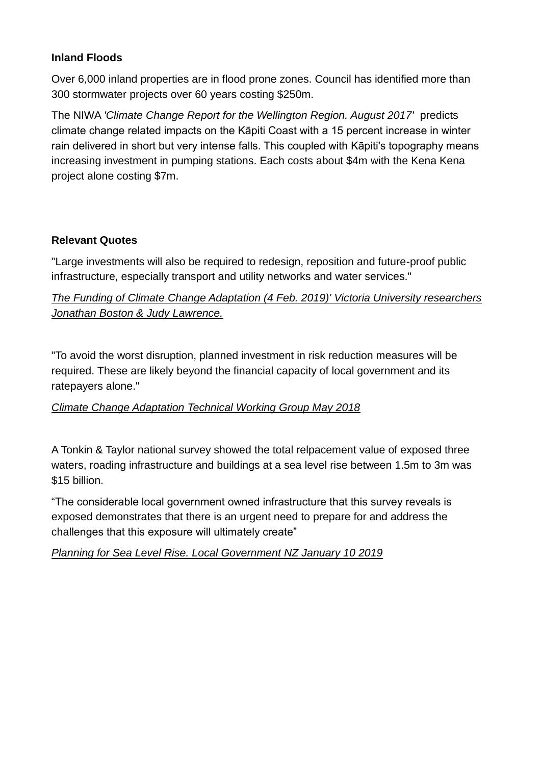**Inland Floods**

Over 6,000 inland properties are in flood prone zones. Council has identified more than 300 stormwater projects over 60 years costing $250m.

The NIWA *'Climate Change Report for the Wellington Region. August 2017'* predicts climate change related impacts on the Kāpiti Coast with a 15 percent increase in winter rain delivered in short but very intense falls. This coupled with Kāpiti's topography means increasing investment in pumping stations. Each costs about $4m with the Kena Kena project alone costing $7m.

**Relevant Quotes**

"Large investments will also be required to redesign, reposition and future-proof public infrastructure, especially transport and utility networks and water services."

*The Funding of Climate Change Adaptation (4 Feb. 2019)' Victoria University researchers Jonathan Boston & Judy Lawrence.*

"To avoid the worst disruption, planned investment in risk reduction measures will be required. These are likely beyond the financial capacity of local government and its ratepayers alone."

*Climate Change Adaptation Technical Working Group May 2018*

A Tonkin & Taylor national survey showed the total relpacement value of exposed three waters, roading infrastructure and buildings at a sea level rise between 1.5m to 3m was $15 billion.

"The considerable local government owned infrastructure that this survey reveals is exposed demonstrates that there is an urgent need to prepare for and address the challenges that this exposure will ultimately create"

*Planning for Sea Level Rise. Local Government NZ January 10 2019*